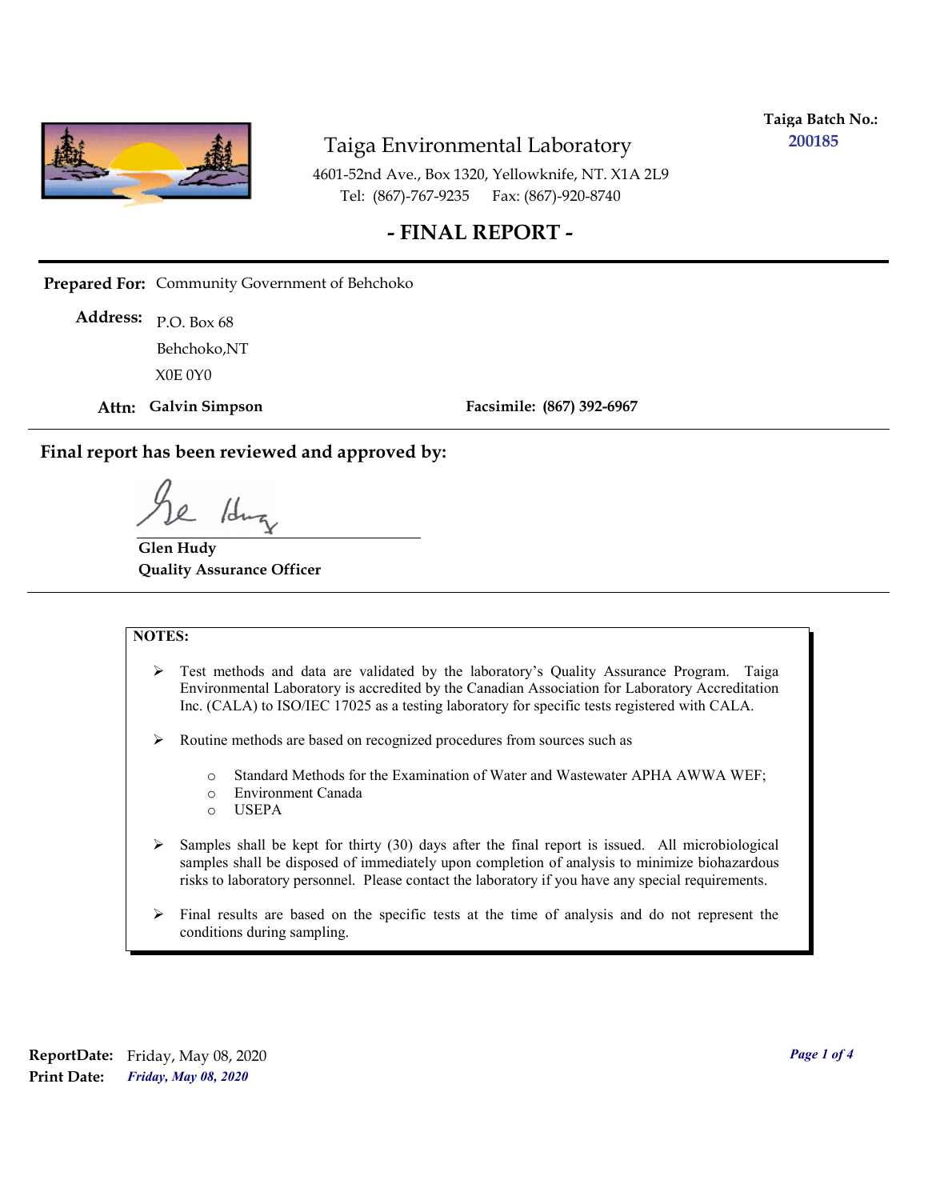**Taiga Batch No.:** 200185

# Taiga Environmental Laboratory

4601-52nd Ave., Box 1320, Yellowknife, NT. X1A 2L9
Tel: (867)-767-9235 Fax: (867)-920-8740

## - FINAL REPORT -

**Prepared For:** Community Government of Behchoko

**Address:** P.O. Box 68
Behchoko,NT
X0E 0Y0

**Attn:** **Galvin Simpson** **Facsimile:** **(867) 392-6967**

---

**Final report has been reviewed and approved by:**

**Glen Hudy**
**Quality Assurance Officer**

---

**NOTES:**

- Test methods and data are validated by the laboratory's Quality Assurance Program. Taiga Environmental Laboratory is accredited by the Canadian Association for Laboratory Accreditation Inc. (CALA) to ISO/IEC 17025 as a testing laboratory for specific tests registered with CALA.
- Routine methods are based on recognized procedures from sources such as
  - Standard Methods for the Examination of Water and Wastewater APHA AWWA WEF;
  - Environment Canada
  - USEPA
- Samples shall be kept for thirty (30) days after the final report is issued. All microbiological samples shall be disposed of immediately upon completion of analysis to minimize biohazardous risks to laboratory personnel. Please contact the laboratory if you have any special requirements.
- Final results are based on the specific tests at the time of analysis and do not represent the conditions during sampling.

**ReportDate:** Friday, May 08, 2020
**Print Date:** *Friday, May 08, 2020*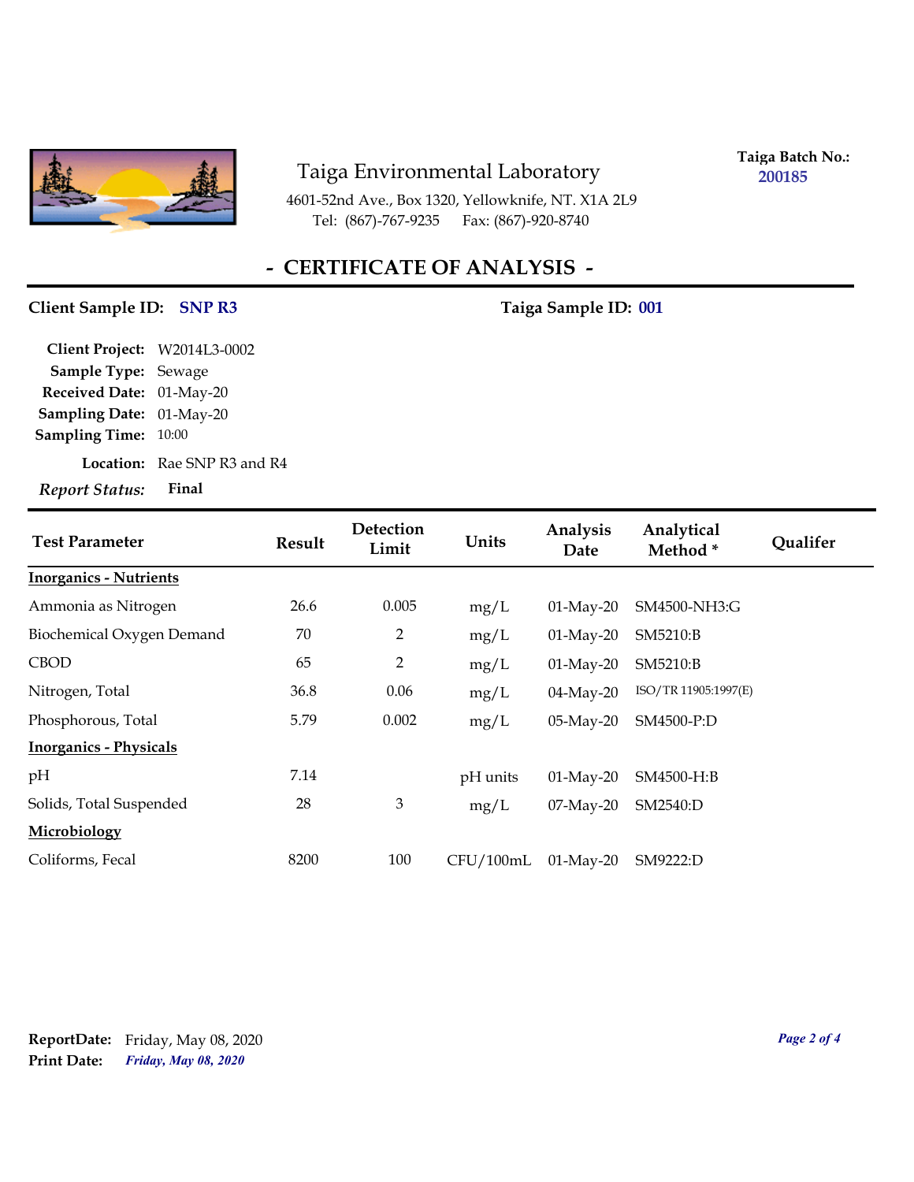# Taiga Environmental Laboratory

4601-52nd Ave., Box 1320, Yellowknife, NT. X1A 2L9
Tel: (867)-767-9235 Fax: (867)-920-8740

**Taiga Batch No.:** 200185

## - CERTIFICATE OF ANALYSIS -

**Client Sample ID:** SNP R3

**Taiga Sample ID:** 001

**Client Project:** W2014L3-0002
**Sample Type:** Sewage
**Received Date:** 01-May-20
**Sampling Date:** 01-May-20
**Sampling Time:** 10:00
**Location:** Rae SNP R3 and R4
***Report Status:*** **Final**

| Test Parameter | Result | Detection Limit | Units | Analysis Date | Analytical Method * | Qualifer |
|---|---|---|---|---|---|---|
| **Inorganics - Nutrients** | | | | | | |
| Ammonia as Nitrogen | 26.6 | 0.005 | mg/L | 01-May-20 | SM4500-NH3:G | |
| Biochemical Oxygen Demand | 70 | 2 | mg/L | 01-May-20 | SM5210:B | |
| CBOD | 65 | 2 | mg/L | 01-May-20 | SM5210:B | |
| Nitrogen, Total | 36.8 | 0.06 | mg/L | 04-May-20 | ISO/TR 11905:1997(E) | |
| Phosphorous, Total | 5.79 | 0.002 | mg/L | 05-May-20 | SM4500-P:D | |
| **Inorganics - Physicals** | | | | | | |
| pH | 7.14 | | pH units | 01-May-20 | SM4500-H:B | |
| Solids, Total Suspended | 28 | 3 | mg/L | 07-May-20 | SM2540:D | |
| **Microbiology** | | | | | | |
| Coliforms, Fecal | 8200 | 100 | CFU/100mL | 01-May-20 | SM9222:D | |

**ReportDate:** Friday, May 08, 2020
**Print Date:** *Friday, May 08, 2020*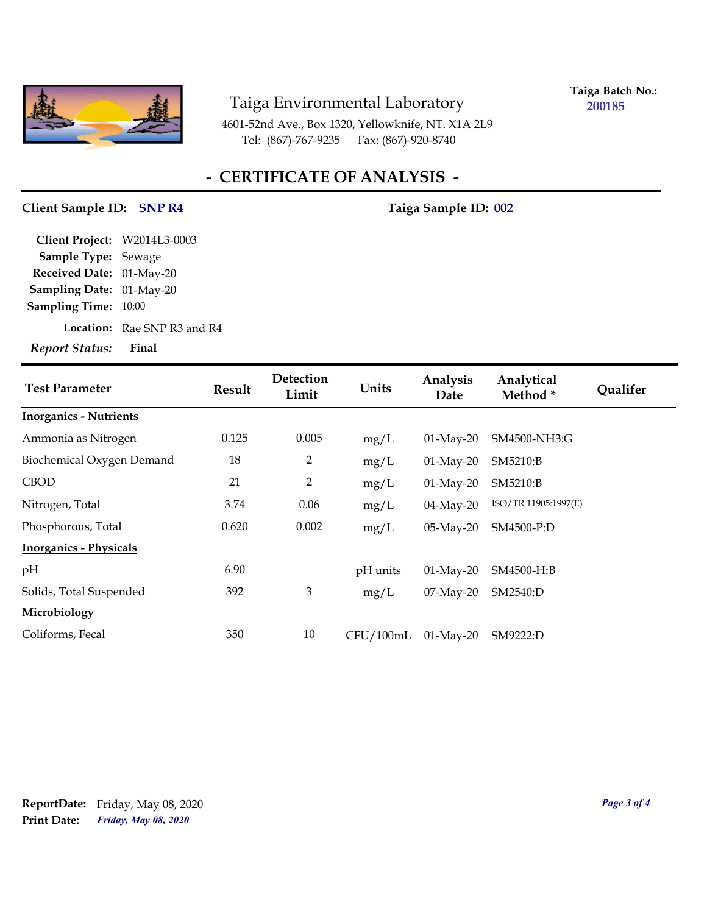# Taiga Environmental Laboratory

4601-52nd Ave., Box 1320, Yellowknife, NT. X1A 2L9
Tel: (867)-767-9235 Fax: (867)-920-8740

**Taiga Batch No.:** 200185

## - CERTIFICATE OF ANALYSIS -

**Client Sample ID:** SNP R4 **Taiga Sample ID:** 002

**Client Project:** W2014L3-0003
**Sample Type:** Sewage
**Received Date:** 01-May-20
**Sampling Date:** 01-May-20
**Sampling Time:** 10:00
**Location:** Rae SNP R3 and R4
***Report Status:*** **Final**

| Test Parameter | Result | Detection Limit | Units | Analysis Date | Analytical Method * | Qualifer |
|---|---|---|---|---|---|---|
| **Inorganics - Nutrients** | | | | | | |
| Ammonia as Nitrogen | 0.125 | 0.005 | mg/L | 01-May-20 | SM4500-NH3:G | |
| Biochemical Oxygen Demand | 18 | 2 | mg/L | 01-May-20 | SM5210:B | |
| CBOD | 21 | 2 | mg/L | 01-May-20 | SM5210:B | |
| Nitrogen, Total | 3.74 | 0.06 | mg/L | 04-May-20 | ISO/TR 11905:1997(E) | |
| Phosphorous, Total | 0.620 | 0.002 | mg/L | 05-May-20 | SM4500-P:D | |
| **Inorganics - Physicals** | | | | | | |
| pH | 6.90 | | pH units | 01-May-20 | SM4500-H:B | |
| Solids, Total Suspended | 392 | 3 | mg/L | 07-May-20 | SM2540:D | |
| **Microbiology** | | | | | | |
| Coliforms, Fecal | 350 | 10 | CFU/100mL | 01-May-20 | SM9222:D | |

**ReportDate:** Friday, May 08, 2020
**Print Date:** *Friday, May 08, 2020*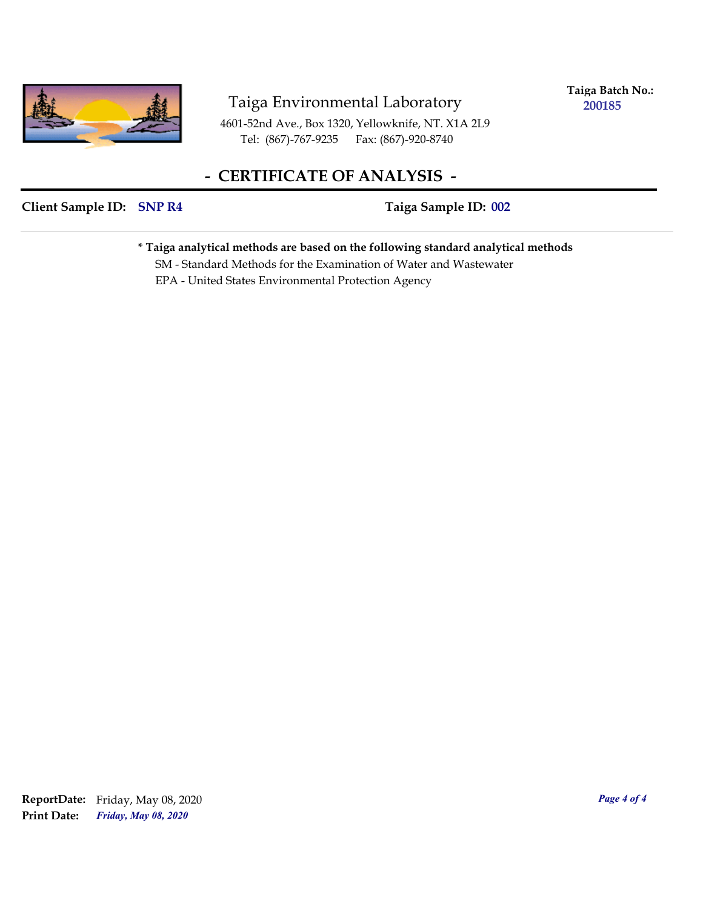Taiga Environmental Laboratory

4601-52nd Ave., Box 1320, Yellowknife, NT. X1A 2L9
Tel: (867)-767-9235 Fax: (867)-920-8740

**Taiga Batch No.:** **200185**

# - CERTIFICATE OF ANALYSIS -

**Client Sample ID:** **SNP R4** **Taiga Sample ID:** **002**

**\* Taiga analytical methods are based on the following standard analytical methods**

SM - Standard Methods for the Examination of Water and Wastewater
EPA - United States Environmental Protection Agency

**ReportDate:** Friday, May 08, 2020
**Print Date:** ***Friday, May 08, 2020***